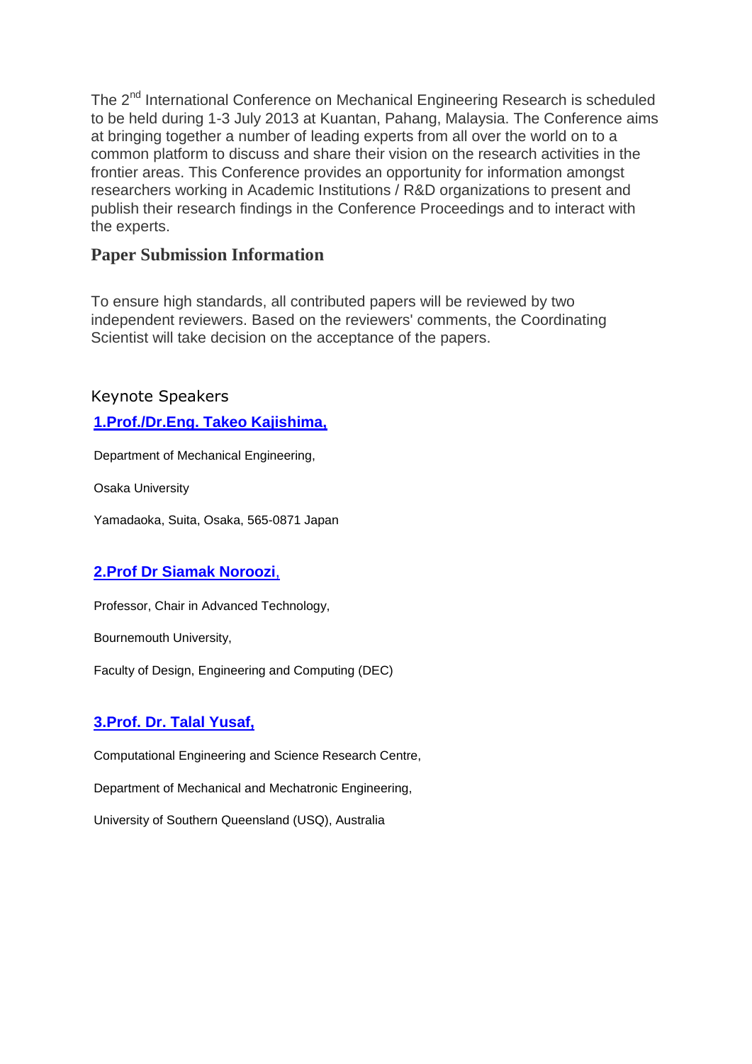The 2nd International Conference on Mechanical Engineering Research is scheduled to be held during 1-3 July 2013 at Kuantan, Pahang, Malaysia. The Conference aims at bringing together a number of leading experts from all over the world on to a common platform to discuss and share their vision on the research activities in the frontier areas. This Conference provides an opportunity for information amongst researchers working in Academic Institutions / R&D organizations to present and publish their research findings in the Conference Proceedings and to interact with the experts.

## Paper Submission Information

To ensure high standards, all contributed papers will be reviewed by two independent reviewers. Based on the reviewers' comments, the Coordinating Scientist will take decision on the acceptance of the papers.

### Keynote Speakers

**1.Prof./Dr.Eng. Takeo Kajishima,**

Department of Mechanical Engineering,

Osaka University

Yamadaoka, Suita, Osaka, 565-0871 Japan

**2.Prof Dr Siamak Noroozi,**

Professor, Chair in Advanced Technology,

Bournemouth University,

Faculty of Design, Engineering and Computing (DEC)

**3.Prof. Dr. Talal Yusaf,**

Computational Engineering and Science Research Centre,

Department of Mechanical and Mechatronic Engineering,

University of Southern Queensland (USQ), Australia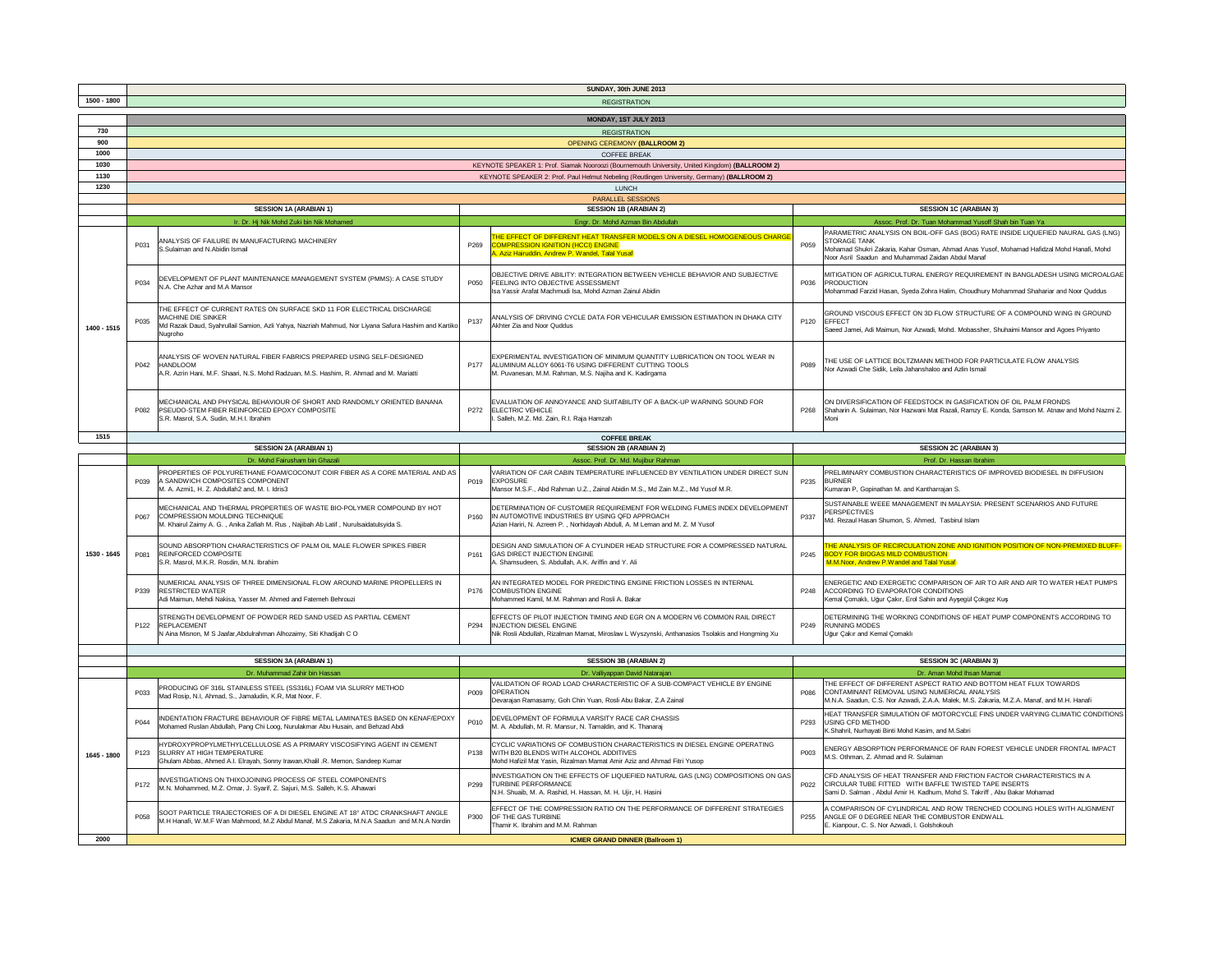| | | | | | | |
|---|---|---|---|---|---|---|
| | **SUNDAY, 30th JUNE 2013** | | | | | |
| 1500 - 1800 | REGISTRATION | | | | | |
| | **MONDAY, 1ST JULY 2013** | | | | | |
| 730 | REGISTRATION | | | | | |
| 900 | OPENING CEREMONY **(BALLROOM 2)** | | | | | |
| 1000 | COFFEE BREAK | | | | | |
| 1030 | KEYNOTE SPEAKER 1: Prof. Siamak Nooroozi (Bournemouth University, United Kingdom) **(BALLROOM 2)** | | | | | |
| 1130 | KEYNOTE SPEAKER 2: Prof. Paul Helmut Nebeling (Reutlingen University, Germany) **(BALLROOM 2)** | | | | | |
| 1230 | LUNCH | | | | | |
| | PARALLEL SESSIONS | | | | | |
| | **SESSION 1A (ARABIAN 1)** | | **SESSION 1B (ARABIAN 2)** | | **SESSION 1C (ARABIAN 3)** | |
| | Ir. Dr. Hj Nik Mohd Zuki bin Nik Mohamed | | Engr. Dr. Mohd Azman Bin Abdullah | | Assoc. Prof. Dr. Tuan Mohammad Yusoff Shah bin Tuan Ya | |
| 1400 - 1515 | P031 | ANALYSIS OF FAILURE IN MANUFACTURING MACHINERY<br>S.Sulaiman and N.Abidin Ismail | P269 | THE EFFECT OF DIFFERENT HEAT TRANSFER MODELS ON A DIESEL HOMOGENEOUS CHARGE COMPRESSION IGNITION (HCCI) ENGINE<br>A. Aziz Hairuddin, Andrew P. Wandel, Talal Yusaf | P059 | PARAMETRIC ANALYSIS ON BOIL-OFF GAS (BOG) RATE INSIDE LIQUEFIED NAURAL GAS (LNG) STORAGE TANK<br>Mohamad Shukri Zakaria, Kahar Osman, Ahmad Anas Yusof, Mohamad Hafidzal Mohd Hanafi, Mohd Noor Asril Saadun and Muhammad Zaidan Abdul Manaf |
| | P034 | DEVELOPMENT OF PLANT MAINTENANCE MANAGEMENT SYSTEM (PMMS): A CASE STUDY<br>N.A. Che Azhar and M.A Mansor | P050 | OBJECTIVE DRIVE ABILITY: INTEGRATION BETWEEN VEHICLE BEHAVIOR AND SUBJECTIVE FEELING INTO OBJECTIVE ASSESSMENT<br>Isa Yassir Arafat Machmudi Isa, Mohd Azman Zainul Abidin | P036 | MITIGATION OF AGRICULTURAL ENERGY REQUIREMENT IN BANGLADESH USING MICROALGAE PRODUCTION<br>Mohammad Farzid Hasan, Syeda Zohra Halim, Choudhury Mohammad Shahariar and Noor Quddus |
| | P035 | THE EFFECT OF CURRENT RATES ON SURFACE SKD 11 FOR ELECTRICAL DISCHARGE MACHINE DIE SINKER<br>Md Razak Daud, Syahrullail Samion, Azli Yahya, Nazriah Mahmud, Nor Liyana Safura Hashim and Kartiko Nugroho | P137 | ANALYSIS OF DRIVING CYCLE DATA FOR VEHICULAR EMISSION ESTIMATION IN DHAKA CITY<br>Akhter Zia and Noor Quddus | P120 | GROUND VISCOUS EFFECT ON 3D FLOW STRUCTURE OF A COMPOUND WING IN GROUND EFFECT<br>Saeed Jamei, Adi Maimun, Nor Azwadi, Mohd. Mobassher, Shuhaimi Mansor and Agoes Priyanto |
| | P042 | ANALYSIS OF WOVEN NATURAL FIBER FABRICS PREPARED USING SELF-DESIGNED HANDLOOM<br>A.R. Azrin Hani, M.F. Shaari, N.S. Mohd Radzuan, M.S. Hashim, R. Ahmad and M. Mariatti | P177 | EXPERIMENTAL INVESTIGATION OF MINIMUM QUANTITY LUBRICATION ON TOOL WEAR IN ALUMINUM ALLOY 6061-T6 USING DIFFERENT CUTTING TOOLS<br>M. Puvanesan, M.M. Rahman, M.S. Najiha and K. Kadirgama | P089 | THE USE OF LATTICE BOLTZMANN METHOD FOR PARTICULATE FLOW ANALYSIS<br>Nor Azwadi Che Sidik, Leila Jahanshaloo and Azlin Ismail |
| | P082 | MECHANICAL AND PHYSICAL BEHAVIOUR OF SHORT AND RANDOMLY ORIENTED BANANA PSEUDO-STEM FIBER REINFORCED EPOXY COMPOSITE<br>S.R. Masrol, S.A. Sudin, M.H.I. Ibrahim | P272 | EVALUATION OF ANNOYANCE AND SUITABILITY OF A BACK-UP WARNING SOUND FOR ELECTRIC VEHICLE<br>I. Salleh, M.Z. Md. Zain, R.I. Raja Hamzah | P268 | ON DIVERSIFICATION OF FEEDSTOCK IN GASIFICATION OF OIL PALM FRONDS<br>Shaharin A. Sulaiman, Nor Hazwani Mat Razali, Ramzy E. Konda, Samson M. Atnaw and Mohd Nazmi Z. Moni |
| 1515 | **COFFEE BREAK** | | | | | |
| | **SESSION 2A (ARABIAN 1)** | | **SESSION 2B (ARABIAN 2)** | | **SESSION 2C (ARABIAN 3)** | |
| | Dr. Mohd Fairusham bin Ghazali | | Assoc. Prof. Dr. Md. Mujibur Rahman | | Prof. Dr. Hassan Ibrahim | |
| 1530 - 1645 | P039 | PROPERTIES OF POLYURETHANE FOAM/COCONUT COIR FIBER AS A CORE MATERIAL AND AS A SANDWICH COMPOSITES COMPONENT<br>M. A. Azmi1, H. Z. Abdullah2 and, M. I. Idris3 | P019 | VARIATION OF CAR CABIN TEMPERATURE INFLUENCED BY VENTILATION UNDER DIRECT SUN EXPOSURE<br>Mansor M.S.F., Abd Rahman U.Z., Zainal Abidin M.S., Md Zain M.Z., Md Yusof M.R. | P235 | PRELIMINARY COMBUSTION CHARACTERISTICS OF IMPROVED BIODIESEL IN DIFFUSION BURNER<br>Kumaran P, Gopinathan M. and Kantharrajan S. |
| | P067 | MECHANICAL AND THERMAL PROPERTIES OF WASTE BIO-POLYMER COMPOUND BY HOT COMPRESSION MOULDING TECHNIQUE<br>M. Khairul Zaimy A. G. , Anika Zafiah M. Rus , Najibah Ab Latif , Nurulsaidatulsyida S. | P160 | DETERMINATION OF CUSTOMER REQUIREMENT FOR WELDING FUMES INDEX DEVELOPMENT IN AUTOMOTIVE INDUSTRIES BY USING QFD APPROACH<br>Azian Hariri, N. Azreen P. , Norhidayah Abdull, A. M Leman and M. Z. M Yusof | P337 | SUSTAINABLE WEEE MANAGEMENT IN MALAYSIA: PRESENT SCENARIOS AND FUTURE PERSPECTIVES<br>Md. Rezaul Hasan Shumon, S. Ahmed, Tasbirul Islam |
| | P081 | SOUND ABSORPTION CHARACTERISTICS OF PALM OIL MALE FLOWER SPIKES FIBER REINFORCED COMPOSITE<br>S.R. Masrol, M.K.R. Rosdin, M.N. Ibrahim | P161 | DESIGN AND SIMULATION OF A CYLINDER HEAD STRUCTURE FOR A COMPRESSED NATURAL GAS DIRECT INJECTION ENGINE<br>A. Shamsudeen, S. Abdullah, A.K. Ariffin and Y. Ali | P245 | THE ANALYSIS OF RECIRCULATION ZONE AND IGNITION POSITION OF NON-PREMIXED BLUFF-BODY FOR BIOGAS MILD COMBUSTION<br>M.M.Noor, Andrew P.Wandel and Talal Yusaf |
| | P339 | NUMERICAL ANALYSIS OF THREE DIMENSIONAL FLOW AROUND MARINE PROPELLERS IN RESTRICTED WATER<br>Adi Maimun, Mehdi Nakisa, Yasser M. Ahmed and Fatemeh Behrouzi | P176 | AN INTEGRATED MODEL FOR PREDICTING ENGINE FRICTION LOSSES IN INTERNAL COMBUSTION ENGINE<br>Mohammed Kamil, M.M. Rahman and Rosli A. Bakar | P248 | ENERGETIC AND EXERGETIC COMPARISON OF AIR TO AIR AND AIR TO WATER HEAT PUMPS ACCORDING TO EVAPORATOR CONDITIONS<br>Kemal Çomaklı, Uğur Çakır, Erol Sahin and Ayşegül Çokgez Kuş |
| | P122 | STRENGTH DEVELOPMENT OF POWDER RED SAND USED AS PARTIAL CEMENT REPLACEMENT<br>N Aina Misnon, M S Jaafar,Abdulrahman Alhozaimy, Siti Khadijah C O | P294 | EFFECTS OF PILOT INJECTION TIMING AND EGR ON A MODERN V6 COMMON RAIL DIRECT INJECTION DIESEL ENGINE<br>Nik Rosli Abdullah, Rizalman Mamat, Miroslaw L Wyszynski, Anthanasios Tsolakis and Hongming Xu | P249 | DETERMINING THE WORKING CONDITIONS OF HEAT PUMP COMPONENTS ACCORDING TO RUNNING MODES<br>Uğur Çakır and Kemal Çomaklı |
| | **SESSION 3A (ARABIAN 1)** | | **SESSION 3B (ARABIAN 2)** | | **SESSION 3C (ARABIAN 3)** | |
| | Dr. Muhammad Zahir bin Hassan | | Dr. Valliyappan David Natarajan | | Dr. Aman Mohd Ihsan Mamat | |
| 1645 - 1800 | P033 | PRODUCING OF 316L STAINLESS STEEL (SS316L) FOAM VIA SLURRY METHOD<br>Mad Rosip, N.I, Ahmad, S., Jamaludin, K.R, Mat Noor, F. | P009 | VALIDATION OF ROAD LOAD CHARACTERISTIC OF A SUB-COMPACT VEHICLE BY ENGINE OPERATION<br>Devarajan Ramasamy, Goh Chin Yuan, Rosli Abu Bakar, Z.A Zainal | P086 | THE EFFECT OF DIFFERENT ASPECT RATIO AND BOTTOM HEAT FLUX TOWARDS CONTAMINANT REMOVAL USING NUMERICAL ANALYSIS<br>M.N.A. Saadun, C.S. Nor Azwadi, Z.A.A. Malek, M.S. Zakaria, M.Z.A. Manaf, and M.H. Hanafi |
| | P044 | INDENTATION FRACTURE BEHAVIOUR OF FIBRE METAL LAMINATES BASED ON KENAF/EPOXY<br>Mohamed Ruslan Abdullah, Pang Chi Loog, Nurulakmar Abu Husain, and Behzad Abdi | P010 | DEVELOPMENT OF FORMULA VARSITY RACE CAR CHASSIS<br>M. A. Abdullah, M. R. Mansur, N. Tamaldin, and K. Thanaraj | P293 | HEAT TRANSFER SIMULATION OF MOTORCYCLE FINS UNDER VARYING CLIMATIC CONDITIONS USING CFD METHOD<br>K.Shahril, Nurhayati Binti Mohd Kasim, and M.Sabri |
| | P123 | HYDROXYPROPYLMETHYLCELLULOSE AS A PRIMARY VISCOSIFYING AGENT IN CEMENT SLURRY AT HIGH TEMPERATURE<br>Ghulam Abbas, Ahmed A.I. Elrayah, Sonny Irawan,Khalil .R. Memon, Sandeep Kumar | P138 | CYCLIC VARIATIONS OF COMBUSTION CHARACTERISTICS IN DIESEL ENGINE OPERATING WITH B20 BLENDS WITH ALCOHOL ADDITIVES<br>Mohd Hafizil Mat Yasin, Rizalman Mamat Amir Aziz and Ahmad Fitri Yusop | P003 | ENERGY ABSORPTION PERFORMANCE OF RAIN FOREST VEHICLE UNDER FRONTAL IMPACT<br>M.S. Othman, Z. Ahmad and R. Sulaiman |
| | P172 | INVESTIGATIONS ON THIXOJOINING PROCESS OF STEEL COMPONENTS<br>M.N. Mohammed, M.Z. Omar, J. Syarif, Z. Sajuri, M.S. Salleh, K.S. Alhawari | P299 | INVESTIGATION ON THE EFFECTS OF LIQUEFIED NATURAL GAS (LNG) COMPOSITIONS ON GAS TURBINE PERFORMANCE<br>N.H. Shuaib, M. A. Rashid, H. Hassan, M. H. Ujir, H. Hasini | P022 | CFD ANALYSIS OF HEAT TRANSFER AND FRICTION FACTOR CHARACTERISTICS IN A CIRCULAR TUBE FITTED WITH BAFFLE TWISTED TAPE INSERTS<br>Sami D. Salman , Abdul Amir H. Kadhum, Mohd S. Takriff , Abu Bakar Mohamad |
| | P058 | SOOT PARTICLE TRAJECTORIES OF A DI DIESEL ENGINE AT 18° ATDC CRANKSHAFT ANGLE<br>M.H Hanafi, W.M.F Wan Mahmood, M.Z Abdul Manaf, M.S Zakaria, M.N.A Saadun and M.N.A Nordin | P300 | EFFECT OF THE COMPRESSION RATIO ON THE PERFORMANCE OF DIFFERENT STRATEGIES OF THE GAS TURBINE<br>Thamir K. Ibrahim and M.M. Rahman | P255 | A COMPARISON OF CYLINDRICAL AND ROW TRENCHED COOLING HOLES WITH ALIGNMENT ANGLE OF 0 DEGREE NEAR THE COMBUSTOR ENDWALL<br>E. Kianpour, C. S. Nor Azwadi, I. Golshokouh |
| 2000 | **ICMER GRAND DINNER (Ballroom 1)** | | | | | |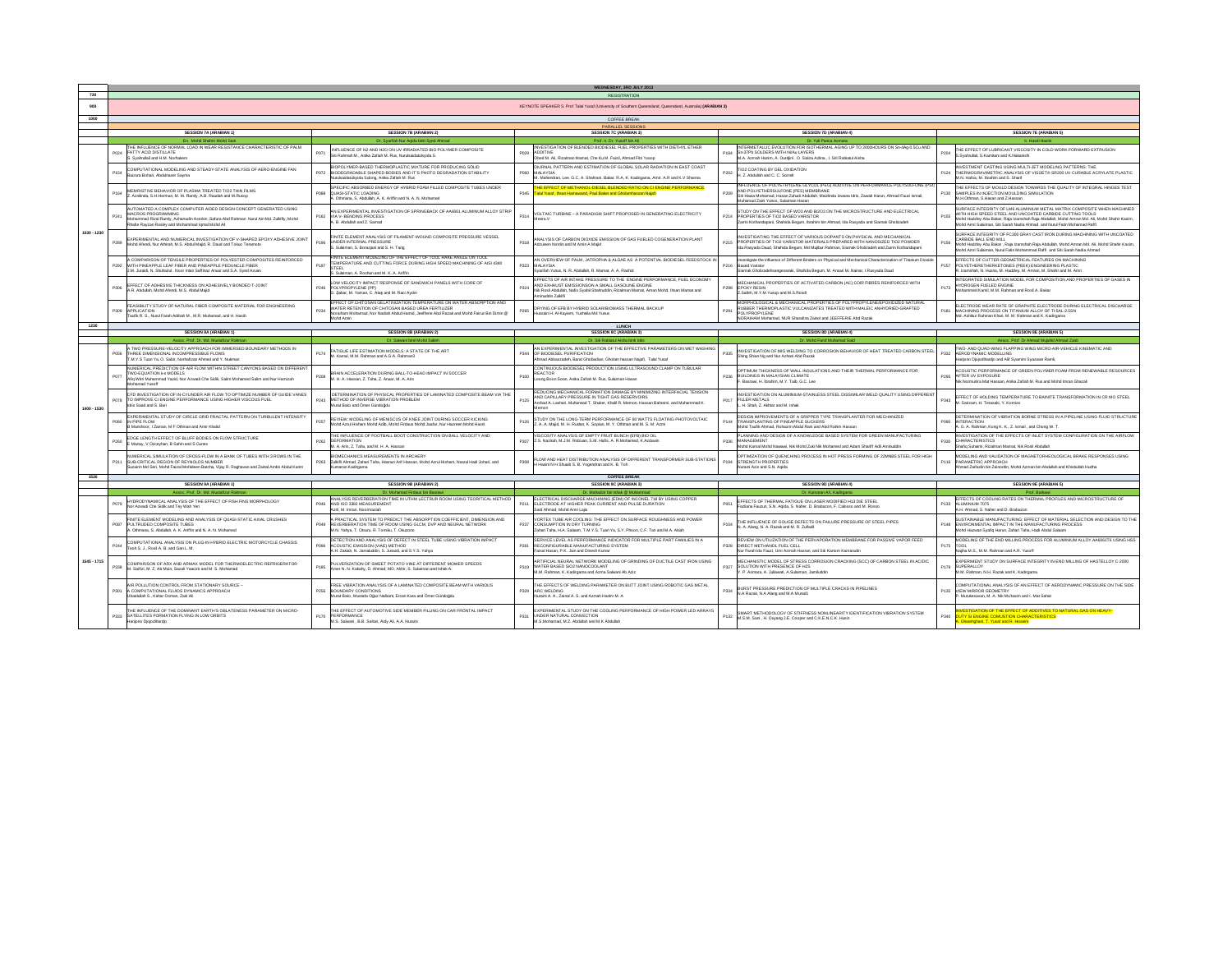**WEDNESDAY, 3RD JULY 2013**

| | |
|---|---|
| 730 | REGISTRATION |
| 900 | KEYNOTE SPEAKER 5: Prof Talal Yusaf (University of Southern Queensland, Queensland, Australia) (ARABIAN 3) |
| 1000 | COFFEE BREAK |
| | PARALLEL SESSIONS |

**1030 - 1230**

| SESSION 7A (ARABIAN 1) | | SESSION 7B (ARABIAN 2) | | SESSION 7C (ARABIAN 3) | | SESSION 7D (ARABIAN 4) | | SESSION 7E (ARABIAN 5) | |
|---|---|---|---|---|---|---|---|---|---|
| En. Mohd Shahrir Mohd Sani | | Dr. Syarifah Nur Aqida binti Syed Ahmad | | Prof. Ir. Dr. Yusoff bin Ali | | Dr. Yuli Panca Asmara | | Ir. Hasril Hasini | |
| P024 | THE INFLUENCE OF NORMAL LOAD IN WEAR RESISTANCE CHARACTERISTIC OF PALM FATTY ACID DISTILLATE — S. Syahrullail and H.M. Norhaleem | P071 | INFLUENCE OF N2 AND H2O ON UV IRRADIATED BIO POLYMER COMPOSITE — Siti Rahmah M., Ardia Zafah M. Rus, Nurulsaidatulsyida S. | P029 | INVESTIGATION OF BLENDED BIODIESEL FUEL PROPERTIES WITH DIETHYL ETHER ADDITIVE — Obed M. Ali, Rizalman Mamat, Che Ku M. Faizal, Ahmad Fitri Yusop | P184 | INTERMETALLIC EVOLUTION FOR ISOTHERMAL AGING UP TO 2000HOURS ON Sn-4Ag-0.5Cu AND Sn-37Pb SOLDERS WITH NiAu LAYERS — M.A. Azmah Hanim, A. Ourdjini, O. Saliza Azlina, I. Siti Rabiatul Aisha | P204 | THE EFFECT OF LUBRICANT VISCOSITY IN COLD WORK FORWARD EXTRUSION — S.Syahrullail, S.Kamitani and K.Nakanishi |
| P154 | COMPUTATIONAL MODELING AND STEADY-STATE ANALYSIS OF AERO-ENGINE FAN — Baizura Bohari, Abdulnaser Sayma | P072 | BIOPOLYMER-BASED THERMOPLASTIC MIXTURE FOR PRODUCING SOLID BIODEGRADABLE SHAPED BODIES AND IT'S PHOTO DEGRADATION STABILITY — Nurulsaidatulsyida Sulong, Ardia Zafah M. Rus | P080 | DIURNAL PATTERN AND ESTIMATION OF GLOBAL SOLAR RADIATION IN EAST COAST MALAYSIA — M. Mahendran, Lee. G.C. A. Shafinaz, Bakar, R.A. K. Kadirgama, Amir. A.R and K.V Sharma | P202 | TIO2 COATING BY GEL OXIDATION — H. Z. Abdullah and C. C. Sorrell | P124 | INVESTMENT CASTING USING MULTI-JET MODELING PATTERNS: THERMOGRAVIMETRIC ANALYSIS OF VISIJET® SR200 UV CURABLE ACRYLATE PLASTIC — M.N. Hafsa, M. Ibrahim and S. Sharif |
| P164 | MEMRISTIVE BEHAVIOR OF PLASMA TREATED TiO2 THIN FILMS — Z. Azmilinda, S.H.Herman, M. M. Ramly, A.R. Rauzah and M.Rusop | P088 | SPECIFIC ABSORBED ENERGY OF HYBRID FOAM FILLED COMPOSITE TUBES UNDER QUASI-STATIC LOADING — A. Othmana, S. Abdullah, A. K. Ariffin and N. A. N. Mohamed | P345 | EFFECT OF METHANOL-DIESEL BLENDED RATIO ON CI ENGINE PERFORMANCE — Talal Yusaf, Ihsan Hamawand, Paul Baker and Gholamhassan Najafi | P209 | INFLUENCE OF POLYETHYLENE GLYCOL (PEG) ADDITIVE ON PERFORMANCE POLYSULFONE (PSf) AND POLYETHERSULFONE (PES) MEMBRANE — Siti Hawa Mohamad, Hasan Zuhudi Abdullah, Maizlinda Izwana Idris, Zawati Harun, Ahmad Fauzi Ismail, Muhamad Zaini Yunos, Sulaiman Hasan | P208 | THE EFFECTS OF MOULD DESIGN TOWARDS THE QUALITY OF INTEGRAL HINGES TEST SAMPLES IN INJECTION MOULDING SIMULATION — M.H.Othman, S.Hasan and Z.Hassan |
| P241 | AUTOMATED A COMPLEX COMPUTER AIDED DESIGN CONCEPT GENERATED USING MACROS PROGRAMMING — Mohammad Rizal Ramly, Azharrudin Azizkin, Sahara Abd Rahman, Nurul Ain Md. Zulkifly, Mohd Rhaile Rosyadi Rosley and Mohammad Ismail Mohd Ali | P162 | AN EXPERIMENTAL INVESTIGATION OF SPRINGBACK OF AA6061 ALUMINUM ALLOY STRIP VIA V-BENDING PROCESS — A. B. Abdullah and Z. Samad | P314 | VOLTAIC TURBINE – A PARADIGM SHIFT PROPOSED IN GENERATING ELECTRICITY — Meera.V | P214 | STUDY ON THE EFFECT OF WO3 AND Bi2O3 ON THE MICROSTRUCTURE AND ELECTRICAL PROPERTIES OF TiO2 BASED VARISTOR — Zarrin Korthandpaeni, Shahida Begum, Ibrahim bin Ahmad, Ida Rasyada and Siamak Gholizadeh | P155 | SURFACE INTEGRITY OF LM6 ALUMINIUM METAL MATRIX COMPOSITE WHEN MACHINED WITH HIGH SPEED STEEL AND UNCOATED CARBIDE CUTTING TOOLS — Mohd Hadzley Abu Bakar, Raja Izamshah Raja Abdullah, Mohd Amran Md. Ali, Mohd Shahir Kasim, Mohd Amri Sulaiman, Siti Sarah Nadia Ahmad and Nurul Fatin Mohamad Raffi |
| P289 | EXPERIMENTAL AND NUMERICAL INVESTIGATION OF V-SHAPED EPOXY ADHESIVE JOINT — Mohd Afendi, Nur Athirah, M.S. Abdul Majid, R. Daud and Tohuo Teramoto | P166 | FINITE ELEMENT ANALYSIS OF FILAMENT-WOUND COMPOSITE PRESSURE VESSEL UNDER INTERNAL PRESSURE — S. Sulaiman, S. Borazjani and S. H. Tang | P318 | ANALYSIS OF CARBON DIOXIDE EMISSION OF GAS FUELED COGENERATION PLANT — Azizuleen Nordin and M Amin A Majid | P215 | INVESTIGATING THE EFFECT OF VARIOUS DOPANTS ON PHYSICAL AND MECHANICAL PROPERTIES OF TiO2 VARISTOR MATERIALS PREPARED WITH NANOSIZED TiO2 POWDER — Ida Rasyada Daud, Shahida Begum, Md Mujibur Rahman, Siamak Gholizadeh and Zarrin Korthandpaeni | P156 | SURFACE INTEGRITY OF FC300 GRAY CAST IRON DURING MACHINING WITH UNCOATED CARBIDE BALL END MILL — Mohd Hadzley Abu Bakar, Raja Izamshah Raja Abdullah, Mohd Amran Md. Ali, Mohd Shahir Kasim, Mohd Amri Sulaiman, Nurul Fatin Mohammad Raffi and Siti Sarah Nadia Ahmad |
| P292 | A COMPARISON OF TENSILE PROPERTIES OF POLYESTER COMPOSITES REINFORCED WITH PINEAPPLE LEAF FIBER AND PINEAPPLE PEDUNCLE FIBER — J.M. Juradi, N. Shuhaimi, Noor Iman Seffiroz Ansar and S.A. Syed Azuan | P167 | FINITE ELEMENT MODELING OF THE EFFECT OF TOOL RAKE ANGLE ON TOOL TEMPERATURE AND CUTTING FORCE DURING HIGH SPEED MACHINING OF AISI 4340 STEEL — S. Sulaiman, A. Roohan and M. K. A. Ariffin | P323 | AN OVERVIEW OF PALM, JATROPHA & ALGAE AS A POTENTIAL BIODIESEL FEEDSTOCK IN MALAYSIA — Syarifah Yunus, N. R. Abdullah, R. Mamat, A. A. Rashid | P216 | Investigate the influence of Different Binders on Physical and Mechanical Characterization of Titanium Dioxide Based Varistor — Siamak Gholizadehsangesarak, Shahida Begum, M. Ansari M. Nainar, I.Rasyada Daud | P157 | EFFECTS OF CUTTER GEOMETRICAL FEATURES ON MACHINING POLYETHERETHERKETONES (PEEK) ENGINEERING PLASTIC — R. Izamshah, N. Husna, M. Hadzley, M. Amran, M. Shahir and M. Amri |
| P306 | EFFECT OF ADHESIVE THICKNESS ON ADHESIVELY BONDED T-JOINT — A.R. Abdullah, Mohd Afendi, M.S. Abdul Majid | P246 | LOW VELOCITY IMPACT RESPONSE OF SANDWICH PANELS WITH CORE OF POLYPROPYLENE (PP) — S. Şakar, M. Yaman, C. Ataş and M. Raci Aydın | P324 | EFFECTS OF AIR INTAKE PRESSURE TO THE ENGINE PERFORMANCE, FUEL ECONOMY AND EXHAUST EMISSIONS ON A SMALL GASOLINE ENGINE — Nik Rosli Abdullah, Nafis Syabil Shahruddin, Rizalman Mamat, Aman Mohd. Ihsan Mamat and Aminuddin Zulkifli | P288 | MECHANICAL PROPERTIES OF ACTIVATED CARBON (AC) COIR FIBRES REINFORCED WITH EPOXY RESIN — Z.Salleh, M.Y.M.Yusop and M.S.Rosdi | P173 | INTEGRATED SIMULATION MODEL FOR COMPOSITION AND PROPERTIES OF GASES IN HYDROGEN FUELED ENGINE — Mohammed Kamil, M.M. Rahman and Rosli A. Bakar |
| P308 | FEASIBILITY STUDY OF NATURAL FIBER COMPOSITE MATERIAL FOR ENGINEERING APPLICATION — Taufik R. S., Nurul Farah Adilah M., M.R. Muhamad, and H. Hasib | P334 | EFFECT OF CHITOSAN GELATINIZATION TEMPERATURE ON WATER ABSORPTION AND WATER RETENTION OF CHITOSAN BASED UREA FERTILIZER — Norsuhaili Mohamad, Nor Nadiah Abdul Hamid, Jeefferie Abd Razak and Mohd Fairuz Bin Dimin @ Mohd Amin | P265 | DRYING OF EFB BY HYBRID SOLAR/BIOMASS THERMAL BACKUP — Hussain H. Al-Kayiem, Yuzhelia Md Yunus | P291 | MORPHOLOGICAL & MECHANICAL PROPERTIES OF POLYPROPYLENE/EPOXIDIZED NATURAL RUBBER THERMOPLASTIC VULCANIZATES TREATED WITH MALEIC ANHYDRIDE-GRAFTED POLYPROPYLENE — NORAIHAM Mohamad, NUR Sharafina Zainol and JEEFFERIE Abd Razak | P181 | ELECTRODE WEAR RATE OF GRAPHITE ELECTRODE DURING ELECTRICAL DISCHARGE MACHINING PROCESS ON TITANIUM ALLOY Ti-5AL-2.5SN — Md. Ashikur Rahman Khan, M. M. Rahman and K. Kadirgama |

**1230 LUNCH**

**1400 - 1530**

| SESSION 8A (ARABIAN 1) | | SESSION 8B (ARABIAN 2) | | SESSION 8C (ARABIAN 3) | | SESSION 8D (ARABIAN 4) | | SESSION 8E (ARABIAN 5) | |
|---|---|---|---|---|---|---|---|---|---|
| Assoc. Prof. Dr. Md. Mustafizur Rahman | | Dr. Salwani binti Mohd Salleh | | Dr. Siti Rabiatul Aisha binti Idris | | Dr. Mohd Farid Muhamad Said | | Assoc. Prof. Dr Ahmad Mujahid Ahmad Zaidi | |
| P056 | A TWO PRESSURE-VELOCITY APPROACH FOR IMMERSED BOUNDARY METHODS IN THREE DIMENSIONAL INCOMPRESSIBLE FLOWS — T.M.Y.S Tuan Ya, G. Sabir, Norhafizan Ahmed and Y. Nukman | P174 | FATIGUE LIFE ESTIMATION MODELS: A STATE OF THE ART — M. Kamal, M.M. Rahman and A.G.A. Rahman | P344 | AN EXPERIMENTAL INVESTIGATION OF THE EFFECTIVE PARAMETERS ON WET WASHING OF BIODIESEL PURIFICATION — Ahmad Abbaszadeh, Barat Ghobadian, Gholam hassan Najafi, Talal Yusaf | P335 | INVESTIGATION OF MIG WELDING TO CORROSION BEHAVIOR OF HEAT TREATED CARBON STEEL — Shing Shan Ng and Nur Azhani Abd Razak | P332 | TWO- AND QUAD-WING FLAPPING WING MICRO-AIR-VEHICLE KINEMATIC AND AERODYNAMIC MODELLING — Harijono Djojodihardjo and Alif Syamim Syazwan Ramli |
| P077 | NUMERICAL PREDICTION OF AIR FLOW WITHIN STREET CANYONS BASED ON DIFFERENT TWO-EQUATION k-ε MODELS — Afiq Witri Muhammad Yazid, Nor Azwadi Che Sidik, Salim Mohamed Salim and Nur Hamizah Mohamad Yusoff | P268 | BRAIN ACCELERATION DURING BALL-TO-HEAD IMPACT IN SOCCER — M. H. A. Hassan, Z. Taha, Z. Anuar, M. A. Ariz | P100 | CONTINUOUS BIODIESEL PRODUCTION USING ULTRASOUND CLAMP ON TUBULAR REACTOR — Leong Boon Soon, Ardia Zafah M. Rus, Sulaiman Hasan | P336 | OPTIMUM THICKNESS OF WALL INSULATIONS AND THEIR THERMAL PERFORMANCE FOR BUILDINGS IN MALAYSIAN CLIMATE — F. Basrawi, H. Ibrahim, M.Y. Taib, G.C. Lee | P295 | ACOUSTIC PERFORMANCE OF GREEN POLYMER FOAM FROM RENEWABLE RESOURCES AFTER UV EXPOSURE — Nik Normunira Mat Hassan, Ardia Zafah M. Rus and Mohd Imran Ghazali |
| P078 | CFD INVESTIGATION OF IN-CYLINDER AIR FLOW TO OPTIMIZE NUMBER OF GUIDE VANES TO IMPROVE CI ENGINE PERFORMANCE USING HIGHER VISCOUS FUEL — Idris Saad and S. Bari | P243 | DETERMINATION OF PHYSICAL PROPERTIES OF LAMINATED COMPOSITE BEAM VIA THE METHOD OF INVERSE VIBRATION PROBLEM — Murat Balcı and Ömer Gündoğdu | P125 | REDUCING MECHANICAL FORMATION DAMAGE BY MINIMIZING INTERFACIAL TENSION AND CAPILLARY PRESSURE IN TIGHT GAS RESERVOIRS — Arshad A. Lashari, Muhamad T. Shaker, Khalil R. Memon, Hassan Bahrami, and Muhammad K. Memon | P017 | INVESTIGATION ON ALUMINIUM-STAINLESS STEEL DISSIMILAR WELD QUALITY USING DIFFERENT FILLER METALS — L. H. Shah, Z. Akhtar and M. Ishak | P343 | EFFECT OF HOLDING TEMPERATURE TO BAINITE TRANSFORMATION IN CR MO STEEL — M. Saddam, H. Terasaki, Y. Komizo |
| P060 | EXPERIMENTAL STUDY OF CIRCLE GRID FRACTAL PATTERN ON TURBULENT INTENSITY IN PIPE FLOW — B Manshoor, I Zaman, M F Othman and Amir Khalid | P257 | REVIEW: MODELING OF MENISCUS OF KNEE JOINT DURING SOCCER KICKING — Mohd Azrul Hisham Mohd Adib, Mohd Firdaus Mohd Jaafar, Nur Hazreen Mohd Hasni | P126 | STUDY ON THE LONG-TERM PERFORMANCE OF 80 WATTS FLOATING PHOTOVOLTAIC — Z. A. A. Majid, M. H. Ruslan, K. Sopian, M. Y. Othman and M. S. M. Azmi | P144 | DESIGN IMPROVEMENTS OF A GRIPPER TYPE TRANSPLANTER FOR MECHANIZED TRANSPLANTING OF PINEAPPLE SUCKERS — Mohd Taufik Ahmad, Rohazrin Abdul Rani and Abd Rahim Hassan | P090 | DETERMINATION OF VIBRATION BORNE STRESS IN A PIPELINE USING FLUID STRUCTURE INTERACTION — A. G. A. Rahman, Kong K. K., Z. Ismail, and Chong W. T. |
| P260 | EDGE LENGTH EFFECT OF BLUFF BODIES ON FLOW STRUCTURE — E Mastay, V Ozceyhan, B Sahin and S Gunes | P262 | THE INFLUENCE OF FOOTBALL BOOT CONSTRUCTION ON BALL VELOCITY AND DEFORMATION — M. A. Ariz, Z. Taha, and M. H. A. Hassan | P307 | VISCOSITY ANALYSIS OF EMPTY FRUIT BUNCH (EFB) BIO OIL — Z.S. Nazirah, M.J.M. Ridzuan, S.M. Hafis, A. R.Mohamed, K.Azduwin | P326 | PLANNING AND DESIGN OF A KNOWLEDGE BASED SYSTEM FOR GREEN MANUFACTURING MANAGEMENT — Mohd Kamal Mohd Nawawi, Nik Mohd Zuki Nik Mohamed and Adam Shariff Adli Aminuddin | P330 | INVESTIGATION OF THE EFFECTS OF INLET SYSTEM CONFIGURATION ON THE AIRFLOW CHARACTERISTICS — Shafiq Suhaimi, Rizalman Mamat, Nik Rosli Abdullah |
| P311 | NUMERICAL SIMULATION OF CROSS-FLOW IN A BANK OF TUBES WITH 3 ROWS IN THE SUB-CRITICAL REGION OF REYNOLDS NUMBER — Suzairin Md Seri, Mohd Faizal Mohideen Batcha, Vijay R. Raghavan and Zainal Ambri Abdul Karim | P263 | BIOMECHANICS MEASUREMENTS IN ARCHERY — Zulkifli Ahmad, Zahari Taha, Hasnun Arif Hassan, Mohd Azrul Hisham, Nasrul Hadi Johari, and Kumaran Kadirgama | P309 | FLOW AND HEAT DISTRIBUTION ANALYSIS OF DIFFERENT TRANSFORMER SUB-STATIONS — H.Haami N H Shuaib S. B. Yogendran and K. B. Toh | P304 | OPTIMIZATION OF QUENCHING PROCESS IN HOT PRESS FORMING OF 22MnB5 STEEL FOR HIGH STRENGTH PROPERTIES — Nuraini Aziz and S.N. Aqida | P136 | MODELING AND VALIDATION OF MAGNETORHEOLOGICAL BRAKE RESPONSES USING PARAMETRIC APPROACH — Ahmad Zaifazlin bin Zainordin, Mohd Azman bin Abdullah and Khisbullah Hudha |

**1530 COFFEE BREAK**

**1545 - 1715**

| SESSION 9A (ARABIAN 1) | | SESSION 9B (ARABIAN 2) | | SESSION 9C (ARABIAN 3) | | SESSION 9D (ARABIAN 4) | | SESSION 9E (ARABIAN 5) | |
|---|---|---|---|---|---|---|---|---|---|
| Assoc. Prof. Dr. Md. Mustafizur Rahman | | Dr. Mohamad Firdaus bin Basrawi | | Dr. Mahadzir bin Ishak @ Muhammad | | Dr. Kumaran A/L Kadirgama | | Prof. Barkawi | |
| P079 | HYDRODYNAMICAL ANALYSIS OF THE EFFECT OF FISH FINS MORPHOLOGY — Nor Azwadi Che Sidik and Tey Wah Yen | P046 | ANALYSIS REVERBERATION TIME IN UTHM LECTRUE ROOM USING TEORITICAL METHOD AND ISO 3382 MEASUREMENT — Azli, M. Imran, Noormaziah | P211 | ELECTRICAL DISCHARGE MACHINING (EDM) OF INCONEL 718 BY USING COPPER ELECTRODE AT HIGHER PEAK CURRENT AND PULSE DURATION — Said Ahmad, Mohd Amri Lajis | P051 | EFFECTS OF THERMAL FATIGUE ON LASER MODIFIED H13 DIE STEEL — Fazliana Fauzun, S.N. Aqida, S. Naher, D. Brabazon, F. Calosso and M. Rosso | P133 | EFFECTS OF COOLING RATES ON THERMAL PROFILES AND MICROSTRUCTURE OF ALUMINIUM 7075 — A.H. Ahmad, S. Naher and D. Brabazon |
| P087 | FINITE ELEMENT MODELING AND ANALYSIS OF QUASI-STATIC AXIAL CRUSHED PULTRUDED COMPOSITE TUBES — A. Othmana, S. Abdullah, A. K. Ariffin and N. A. N. Mohamed | P049 | A PRACTICAL SYSTEM TO PREDICT THE ABSORPTION COEFFICIENT, DIMENSION AND REVERBERATION TIME OF ROOM USING GUI IN DVP AND NEURAL NETWORK — M.N. Yahya, T. Otsuru, R. Tomiku, T. Okuzono | P237 | VORTEX TUBE AIR COOLING: THE EFFECT ON SURFACE ROUGHNESS AND POWER CONSUMPTION IN DRY TURNING — Zahari Taha, H.A. Salaam, T.M.Y.S. Tuan Ya, S.Y. Phoon, C.F. Tan and M.A. Akiah | P104 | THE INFLUENCE OF GOUGE DEFECTS ON FAILURE PRESSURE OF STEEL PIPES — N. A. Alang, N. A. Razak and M. R. Zulfadli | P149 | SUSTAINABLE MANUFACTURING: EFFECT OF MATERIAL SELECTION AND DESIGN TO THE ENVIRONMENTAL IMPACT IN THE MANUFACTURING PROCESS — Mohd Hasnan Syafiq Harun, Zahari Taha, Hadi Abdul Salaam |
| P244 | COMPUTATIONAL ANALYSIS ON PLUG-IN HYBRID ELECTRIC MOTORCYCLE CHASSIS — Teoh S. J., Rosli A. B. and Gan L. M. | P086 | DETECTION AND ANALYSIS OF DEFECT IN STEEL TUBE USING VIBRATION IMPACT ACOUSTIC EMISSION (VIAE) METHOD — A. H. Zakiah, N. Jamaluddin, S. Junaidi, and S.Y.S. Yahya | P081 | SERVICE LEVEL AS PERFORMANCE INDICATOR FOR MULTIPLE PART FAMILIES IN A RECONFIGURABLE MANUFACTURING SYSTEM — Faisal Hasan, P.K. Jain and Dinesh Kumar | P329 | REVIEW ON UTILIZATION OF THE PERVAPORATION MEMBRANE FOR PASSIVE VAPOR FEED DIRECT METHANOL FUEL CELL — Nur Farah Ida Fauzi, Umi Azmah Hasran, and Siti Kartom Kamarudin | P175 | MODELING OF THE END MILLING PROCESS FOR ALUMINIUM ALLOY AA6061T6 USING HSS TOOL — Najiha M.S., M.M. Rahman and A.R. Yusoff |
| P338 | COMPARISON OF ARX AND ARMAX MODEL FOR THERMOELECTRIC REFRIGERATOR — M. Saifizi, M. Z. Ab Malik, Sazali Yaacob and M. S. Mohamad | P185 | PULVERIZATION OF SWEET POTATO VINE AT DIFFERENT MOWER SPEEDS — Amer N. N. Kutaify, D. Ahmad, M.D. Akhir, S. Sulaiman and Ishak A. | P319 | ARTIFICIAL NEURAL NETWORK MODELING OF GRINDING OF DUCTILE CAST IRON USING WATER BASED SiO2 NANOCOOLANT — M.M. Rahman, K. Kadirgama and Amna Sakinah Ab Aziz | P327 | MECHANISTIC MODEL OF STRESS CORROSION CRACKING (SCC) OF CARBON STEEL IN ACIDIC SOLUTION WITH PRESENCE OF H2S — Y. P. Asmara, A. Juliawati, A.Sulaiman, Jamiluddin | P179 | EXPERIMENT STUDY ON SURFACE INTEGRITY IN END MILLING OF HASTELLOY C-2000 SUPERALLOY — M.M. Rahman, N.H. Razak and K. Kadirgama |
| P301 | AIR POLLUTION CONTROL FROM STATIONARY SOURCE – A COMPUTATIONAL FLUIDS DYNAMICS APPROACH — Afaaiallah S., Kahar Osman, Zaiti Ali | P258 | FREE VIBRATION ANALYSIS OF A LAMINATED COMPOSITE BEAM WITH VARIOUS BOUNDARY CONDITIONS — Murat Balcı, Mustafa Oğuz Nalbant, Ercan Kaya and Ömer Gündoğdu | P339 | THE EFFECTS OF WELDING PARAMETER ON BUTT JOINT USING ROBOTIC GAS METAL ARC WELDING — Hussin A. A., Zainol A. S. and Azmah Hanim M. A. | P334 | BURST PRESSURE PREDICTION OF MULTIPLE CRACKS IN PIPELINES — N.A Razak, N.A Alang and M.A Murad | P135 | COMPUTATIONAL ANALYSIS OF AN EFFECT OF AERODYNAMIC PRESSURE ON THE SIDE VIEW MIRROR GEOMETRY — P. Mukilesswaran, M. A. Nik Muhasim and I. Mat Sahat |
| P333 | THE INFLUENCE OF THE DOMINANT EARTH'S OBLATENESS PARAMETER ON MICRO-SATELLITES FORMATION FLYING IN LOW ORBITS — Harijono Djojodihardjo | P170 | THE EFFECT OF AUTOMOTIVE SIDE MEMBER FILLING ON CAR FRONTAL IMPACT PERFORMANCE — M.S. Salwani, B.B. Sahari, Aidy Ali, A.A. Nuraini | P331 | EXPERIMENTAL STUDY ON THE COOLING PERFORMANCE OF HIGH POWER LED ARRAYS UNDER NATURAL CONVECTION — M.S.Mohamad, M.Z. Abdullah and M.K. Abdullah | P332 | SMART METHODOLOGY OF STIFFNESS NONLINEARITY IDENTIFICATION VIBRATION SYSTEM — M.S.M. Sani, H. Ouyang, J.E. Cooper and C.K.E.N.C.K. Hasin | P346 | INVESTIGATION OF THE EFFECT OF ADDITIVES TO NATURAL GAS ON HEAVY-DUTY SI ENGINE COMBUSTION CHARACTERISTICS — A. Gharehghani, T. Yusaf and R. Hosseini |